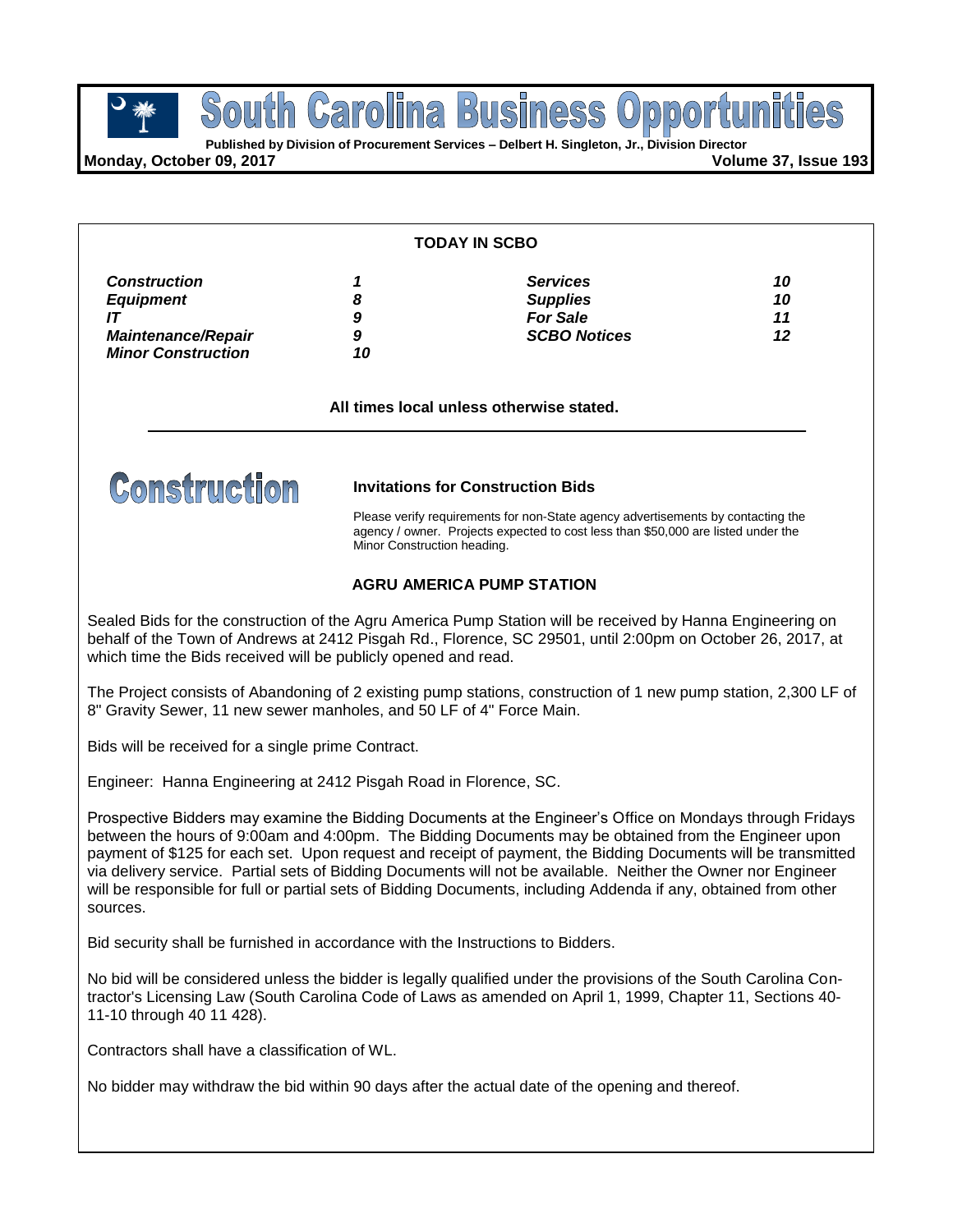# South Carolina Business Opportunities

**Published by Division of Procurement Services – Delbert H. Singleton, Jr., Division Director**

**Monday, October 09, 2017** **Volume 37, Issue 193**

## TODAY IN SCBO

| | | | |
|---|---|---|---|
| ***Construction*** | ***1*** | ***Services*** | ***10*** |
| ***Equipment*** | ***8*** | ***Supplies*** | ***10*** |
| ***IT*** | ***9*** | ***For Sale*** | ***11*** |
| ***Maintenance/Repair*** | ***9*** | ***SCBO Notices*** | ***12*** |
| ***Minor Construction*** | ***10*** | | |

**All times local unless otherwise stated.**

# Construction

### Invitations for Construction Bids

Please verify requirements for non-State agency advertisements by contacting the agency / owner. Projects expected to cost less than $50,000 are listed under the Minor Construction heading.

### AGRU AMERICA PUMP STATION

Sealed Bids for the construction of the Agru America Pump Station will be received by Hanna Engineering on behalf of the Town of Andrews at 2412 Pisgah Rd., Florence, SC 29501, until 2:00pm on October 26, 2017, at which time the Bids received will be publicly opened and read.

The Project consists of Abandoning of 2 existing pump stations, construction of 1 new pump station, 2,300 LF of 8" Gravity Sewer, 11 new sewer manholes, and 50 LF of 4" Force Main.

Bids will be received for a single prime Contract.

Engineer: Hanna Engineering at 2412 Pisgah Road in Florence, SC.

Prospective Bidders may examine the Bidding Documents at the Engineer's Office on Mondays through Fridays between the hours of 9:00am and 4:00pm. The Bidding Documents may be obtained from the Engineer upon payment of $125 for each set. Upon request and receipt of payment, the Bidding Documents will be transmitted via delivery service. Partial sets of Bidding Documents will not be available. Neither the Owner nor Engineer will be responsible for full or partial sets of Bidding Documents, including Addenda if any, obtained from other sources.

Bid security shall be furnished in accordance with the Instructions to Bidders.

No bid will be considered unless the bidder is legally qualified under the provisions of the South Carolina Contractor's Licensing Law (South Carolina Code of Laws as amended on April 1, 1999, Chapter 11, Sections 40-11-10 through 40 11 428).

Contractors shall have a classification of WL.

No bidder may withdraw the bid within 90 days after the actual date of the opening and thereof.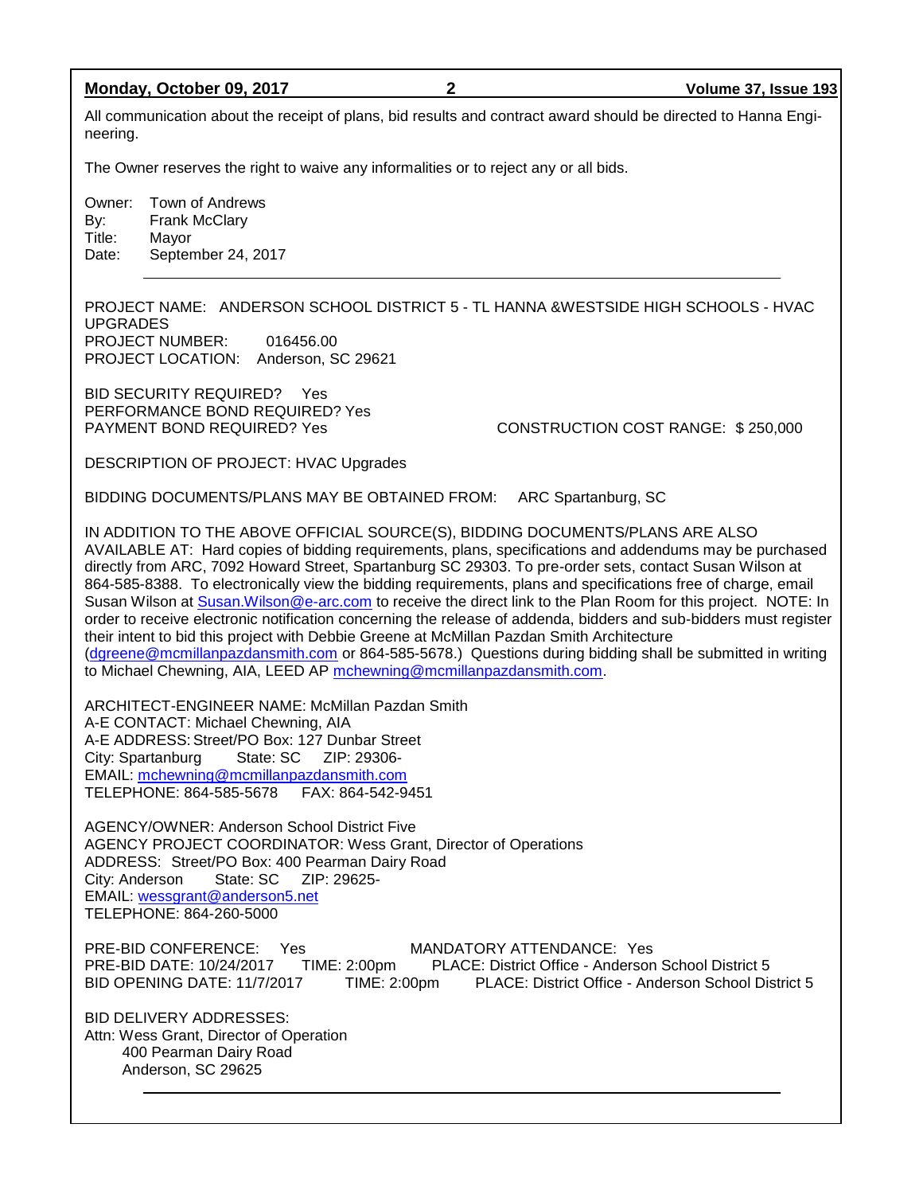All communication about the receipt of plans, bid results and contract award should be directed to Hanna Engineering.

The Owner reserves the right to waive any informalities or to reject any or all bids.

Owner: Town of Andrews
By: Frank McClary
Title: Mayor
Date: September 24, 2017

---

PROJECT NAME: ANDERSON SCHOOL DISTRICT 5 - TL HANNA &WESTSIDE HIGH SCHOOLS - HVAC UPGRADES
PROJECT NUMBER: 016456.00
PROJECT LOCATION: Anderson, SC 29621

BID SECURITY REQUIRED? Yes
PERFORMANCE BOND REQUIRED? Yes
PAYMENT BOND REQUIRED? Yes CONSTRUCTION COST RANGE: $ 250,000

DESCRIPTION OF PROJECT: HVAC Upgrades

BIDDING DOCUMENTS/PLANS MAY BE OBTAINED FROM: ARC Spartanburg, SC

IN ADDITION TO THE ABOVE OFFICIAL SOURCE(S), BIDDING DOCUMENTS/PLANS ARE ALSO AVAILABLE AT: Hard copies of bidding requirements, plans, specifications and addendums may be purchased directly from ARC, 7092 Howard Street, Spartanburg SC 29303. To pre-order sets, contact Susan Wilson at 864-585-8388. To electronically view the bidding requirements, plans and specifications free of charge, email Susan Wilson at Susan.Wilson@e-arc.com to receive the direct link to the Plan Room for this project. NOTE: In order to receive electronic notification concerning the release of addenda, bidders and sub-bidders must register their intent to bid this project with Debbie Greene at McMillan Pazdan Smith Architecture (dgreene@mcmillanpazdansmith.com or 864-585-5678.) Questions during bidding shall be submitted in writing to Michael Chewning, AIA, LEED AP mchewning@mcmillanpazdansmith.com.

ARCHITECT-ENGINEER NAME: McMillan Pazdan Smith
A-E CONTACT: Michael Chewning, AIA
A-E ADDRESS: Street/PO Box: 127 Dunbar Street
City: Spartanburg State: SC ZIP: 29306-
EMAIL: mchewning@mcmillanpazdansmith.com
TELEPHONE: 864-585-5678 FAX: 864-542-9451

AGENCY/OWNER: Anderson School District Five
AGENCY PROJECT COORDINATOR: Wess Grant, Director of Operations
ADDRESS: Street/PO Box: 400 Pearman Dairy Road
City: Anderson State: SC ZIP: 29625-
EMAIL: wessgrant@anderson5.net
TELEPHONE: 864-260-5000

PRE-BID CONFERENCE: Yes MANDATORY ATTENDANCE: Yes
PRE-BID DATE: 10/24/2017 TIME: 2:00pm PLACE: District Office - Anderson School District 5
BID OPENING DATE: 11/7/2017 TIME: 2:00pm PLACE: District Office - Anderson School District 5

BID DELIVERY ADDRESSES:
Attn: Wess Grant, Director of Operation
400 Pearman Dairy Road
Anderson, SC 29625

---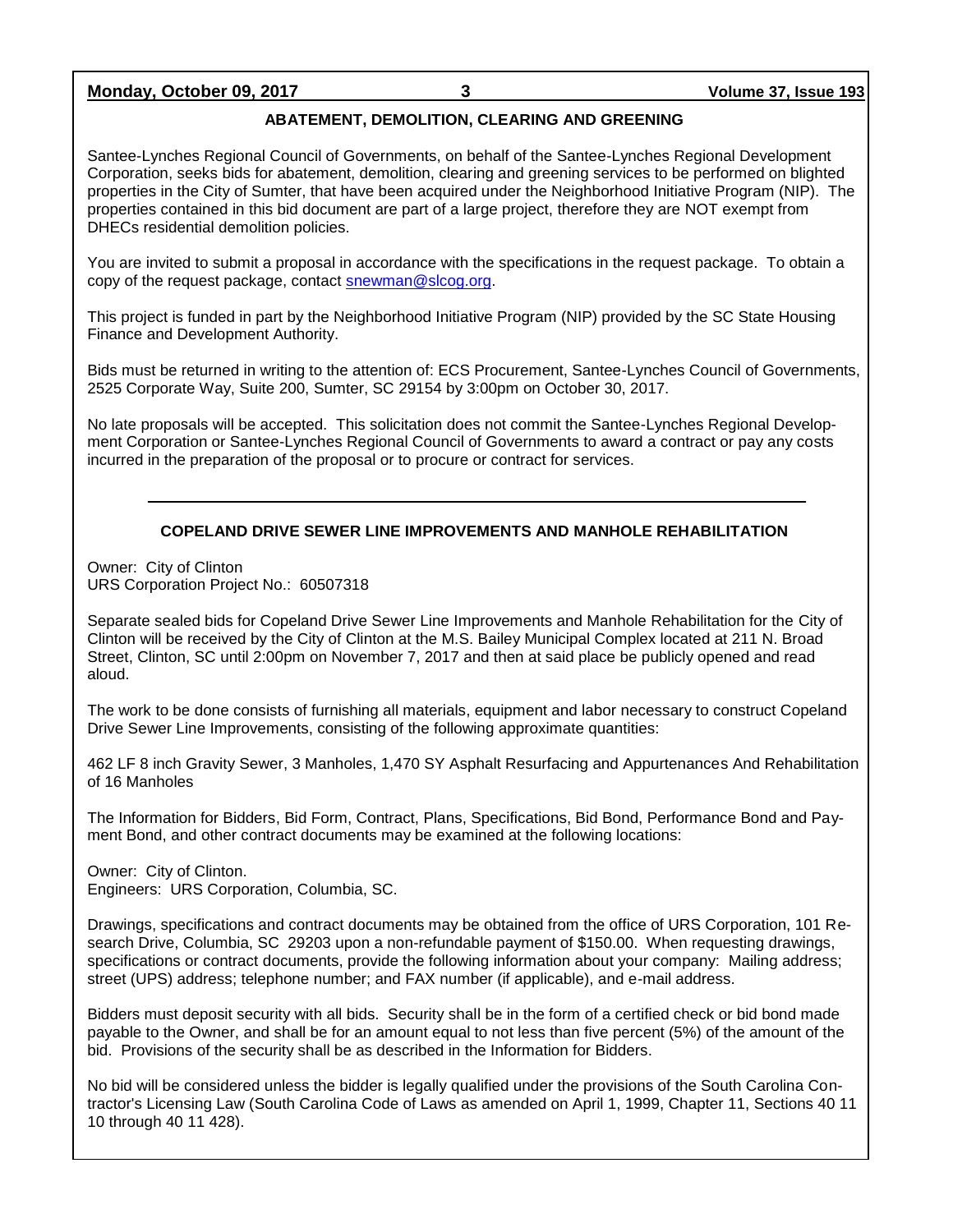## ABATEMENT, DEMOLITION, CLEARING AND GREENING

Santee-Lynches Regional Council of Governments, on behalf of the Santee-Lynches Regional Development Corporation, seeks bids for abatement, demolition, clearing and greening services to be performed on blighted properties in the City of Sumter, that have been acquired under the Neighborhood Initiative Program (NIP). The properties contained in this bid document are part of a large project, therefore they are NOT exempt from DHECs residential demolition policies.

You are invited to submit a proposal in accordance with the specifications in the request package. To obtain a copy of the request package, contact snewman@slcog.org.

This project is funded in part by the Neighborhood Initiative Program (NIP) provided by the SC State Housing Finance and Development Authority.

Bids must be returned in writing to the attention of: ECS Procurement, Santee-Lynches Council of Governments, 2525 Corporate Way, Suite 200, Sumter, SC 29154 by 3:00pm on October 30, 2017.

No late proposals will be accepted. This solicitation does not commit the Santee-Lynches Regional Development Corporation or Santee-Lynches Regional Council of Governments to award a contract or pay any costs incurred in the preparation of the proposal or to procure or contract for services.

---

## COPELAND DRIVE SEWER LINE IMPROVEMENTS AND MANHOLE REHABILITATION

Owner: City of Clinton
URS Corporation Project No.: 60507318

Separate sealed bids for Copeland Drive Sewer Line Improvements and Manhole Rehabilitation for the City of Clinton will be received by the City of Clinton at the M.S. Bailey Municipal Complex located at 211 N. Broad Street, Clinton, SC until 2:00pm on November 7, 2017 and then at said place be publicly opened and read aloud.

The work to be done consists of furnishing all materials, equipment and labor necessary to construct Copeland Drive Sewer Line Improvements, consisting of the following approximate quantities:

462 LF 8 inch Gravity Sewer, 3 Manholes, 1,470 SY Asphalt Resurfacing and Appurtenances And Rehabilitation of 16 Manholes

The Information for Bidders, Bid Form, Contract, Plans, Specifications, Bid Bond, Performance Bond and Payment Bond, and other contract documents may be examined at the following locations:

Owner: City of Clinton.
Engineers: URS Corporation, Columbia, SC.

Drawings, specifications and contract documents may be obtained from the office of URS Corporation, 101 Research Drive, Columbia, SC 29203 upon a non-refundable payment of $150.00. When requesting drawings, specifications or contract documents, provide the following information about your company: Mailing address; street (UPS) address; telephone number; and FAX number (if applicable), and e-mail address.

Bidders must deposit security with all bids. Security shall be in the form of a certified check or bid bond made payable to the Owner, and shall be for an amount equal to not less than five percent (5%) of the amount of the bid. Provisions of the security shall be as described in the Information for Bidders.

No bid will be considered unless the bidder is legally qualified under the provisions of the South Carolina Contractor's Licensing Law (South Carolina Code of Laws as amended on April 1, 1999, Chapter 11, Sections 40 11 10 through 40 11 428).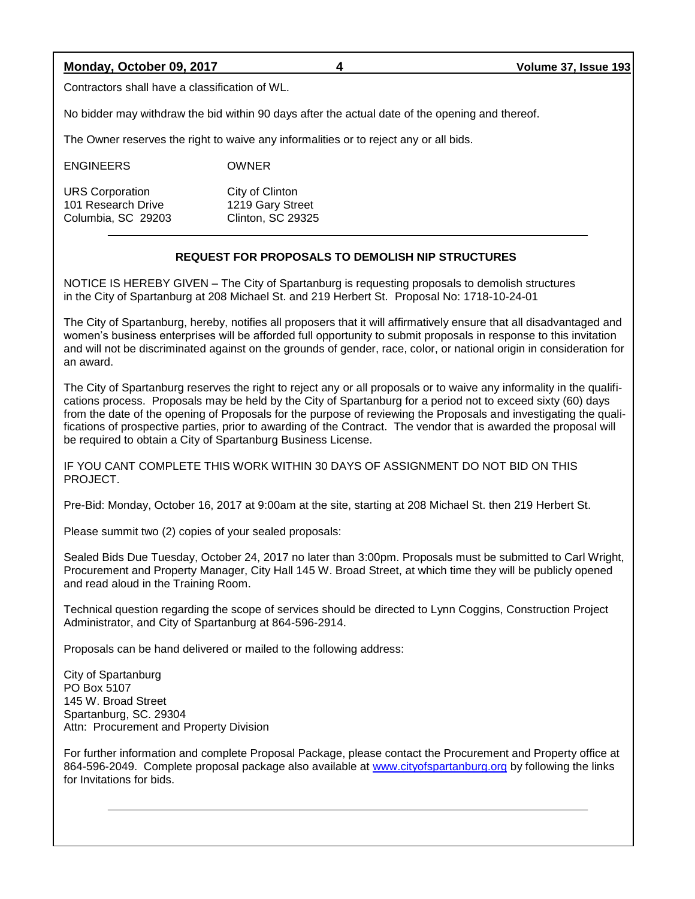Contractors shall have a classification of WL.

No bidder may withdraw the bid within 90 days after the actual date of the opening and thereof.

The Owner reserves the right to waive any informalities or to reject any or all bids.

| ENGINEERS | OWNER |
|---|---|
| URS Corporation<br>101 Research Drive<br>Columbia, SC 29203 | City of Clinton<br>1219 Gary Street<br>Clinton, SC 29325 |

---

**REQUEST FOR PROPOSALS TO DEMOLISH NIP STRUCTURES**

NOTICE IS HEREBY GIVEN – The City of Spartanburg is requesting proposals to demolish structures in the City of Spartanburg at 208 Michael St. and 219 Herbert St. Proposal No: 1718-10-24-01

The City of Spartanburg, hereby, notifies all proposers that it will affirmatively ensure that all disadvantaged and women's business enterprises will be afforded full opportunity to submit proposals in response to this invitation and will not be discriminated against on the grounds of gender, race, color, or national origin in consideration for an award.

The City of Spartanburg reserves the right to reject any or all proposals or to waive any informality in the qualifications process. Proposals may be held by the City of Spartanburg for a period not to exceed sixty (60) days from the date of the opening of Proposals for the purpose of reviewing the Proposals and investigating the qualifications of prospective parties, prior to awarding of the Contract. The vendor that is awarded the proposal will be required to obtain a City of Spartanburg Business License.

IF YOU CANT COMPLETE THIS WORK WITHIN 30 DAYS OF ASSIGNMENT DO NOT BID ON THIS PROJECT.

Pre-Bid: Monday, October 16, 2017 at 9:00am at the site, starting at 208 Michael St. then 219 Herbert St.

Please summit two (2) copies of your sealed proposals:

Sealed Bids Due Tuesday, October 24, 2017 no later than 3:00pm. Proposals must be submitted to Carl Wright, Procurement and Property Manager, City Hall 145 W. Broad Street, at which time they will be publicly opened and read aloud in the Training Room.

Technical question regarding the scope of services should be directed to Lynn Coggins, Construction Project Administrator, and City of Spartanburg at 864-596-2914.

Proposals can be hand delivered or mailed to the following address:

City of Spartanburg
PO Box 5107
145 W. Broad Street
Spartanburg, SC. 29304
Attn: Procurement and Property Division

For further information and complete Proposal Package, please contact the Procurement and Property office at 864-596-2049. Complete proposal package also available at www.cityofspartanburg.org by following the links for Invitations for bids.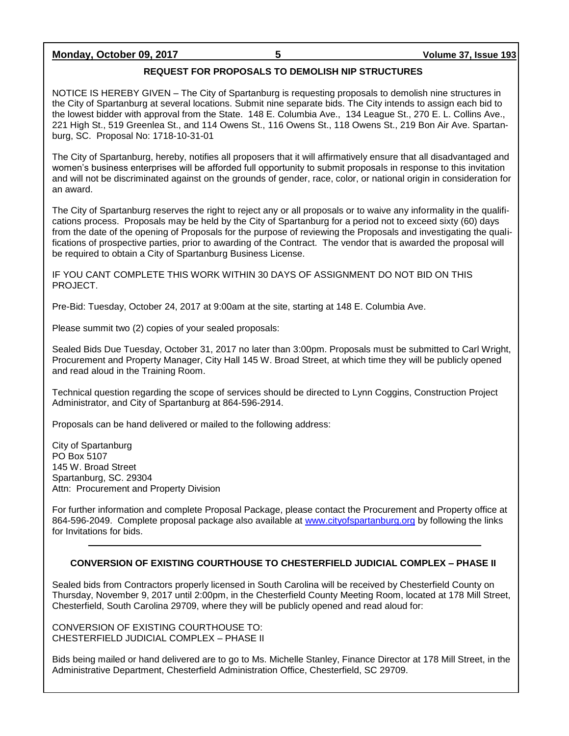## REQUEST FOR PROPOSALS TO DEMOLISH NIP STRUCTURES

NOTICE IS HEREBY GIVEN – The City of Spartanburg is requesting proposals to demolish nine structures in the City of Spartanburg at several locations. Submit nine separate bids. The City intends to assign each bid to the lowest bidder with approval from the State. 148 E. Columbia Ave., 134 League St., 270 E. L. Collins Ave., 221 High St., 519 Greenlea St., and 114 Owens St., 116 Owens St., 118 Owens St., 219 Bon Air Ave. Spartanburg, SC. Proposal No: 1718-10-31-01

The City of Spartanburg, hereby, notifies all proposers that it will affirmatively ensure that all disadvantaged and women's business enterprises will be afforded full opportunity to submit proposals in response to this invitation and will not be discriminated against on the grounds of gender, race, color, or national origin in consideration for an award.

The City of Spartanburg reserves the right to reject any or all proposals or to waive any informality in the qualifications process. Proposals may be held by the City of Spartanburg for a period not to exceed sixty (60) days from the date of the opening of Proposals for the purpose of reviewing the Proposals and investigating the qualifications of prospective parties, prior to awarding of the Contract. The vendor that is awarded the proposal will be required to obtain a City of Spartanburg Business License.

IF YOU CANT COMPLETE THIS WORK WITHIN 30 DAYS OF ASSIGNMENT DO NOT BID ON THIS PROJECT.

Pre-Bid: Tuesday, October 24, 2017 at 9:00am at the site, starting at 148 E. Columbia Ave.

Please summit two (2) copies of your sealed proposals:

Sealed Bids Due Tuesday, October 31, 2017 no later than 3:00pm. Proposals must be submitted to Carl Wright, Procurement and Property Manager, City Hall 145 W. Broad Street, at which time they will be publicly opened and read aloud in the Training Room.

Technical question regarding the scope of services should be directed to Lynn Coggins, Construction Project Administrator, and City of Spartanburg at 864-596-2914.

Proposals can be hand delivered or mailed to the following address:

City of Spartanburg  
PO Box 5107  
145 W. Broad Street  
Spartanburg, SC. 29304  
Attn: Procurement and Property Division

For further information and complete Proposal Package, please contact the Procurement and Property office at 864-596-2049. Complete proposal package also available at www.cityofspartanburg.org by following the links for Invitations for bids.

---

## CONVERSION OF EXISTING COURTHOUSE TO CHESTERFIELD JUDICIAL COMPLEX – PHASE II

Sealed bids from Contractors properly licensed in South Carolina will be received by Chesterfield County on Thursday, November 9, 2017 until 2:00pm, in the Chesterfield County Meeting Room, located at 178 Mill Street, Chesterfield, South Carolina 29709, where they will be publicly opened and read aloud for:

CONVERSION OF EXISTING COURTHOUSE TO:  
CHESTERFIELD JUDICIAL COMPLEX – PHASE II

Bids being mailed or hand delivered are to go to Ms. Michelle Stanley, Finance Director at 178 Mill Street, in the Administrative Department, Chesterfield Administration Office, Chesterfield, SC 29709.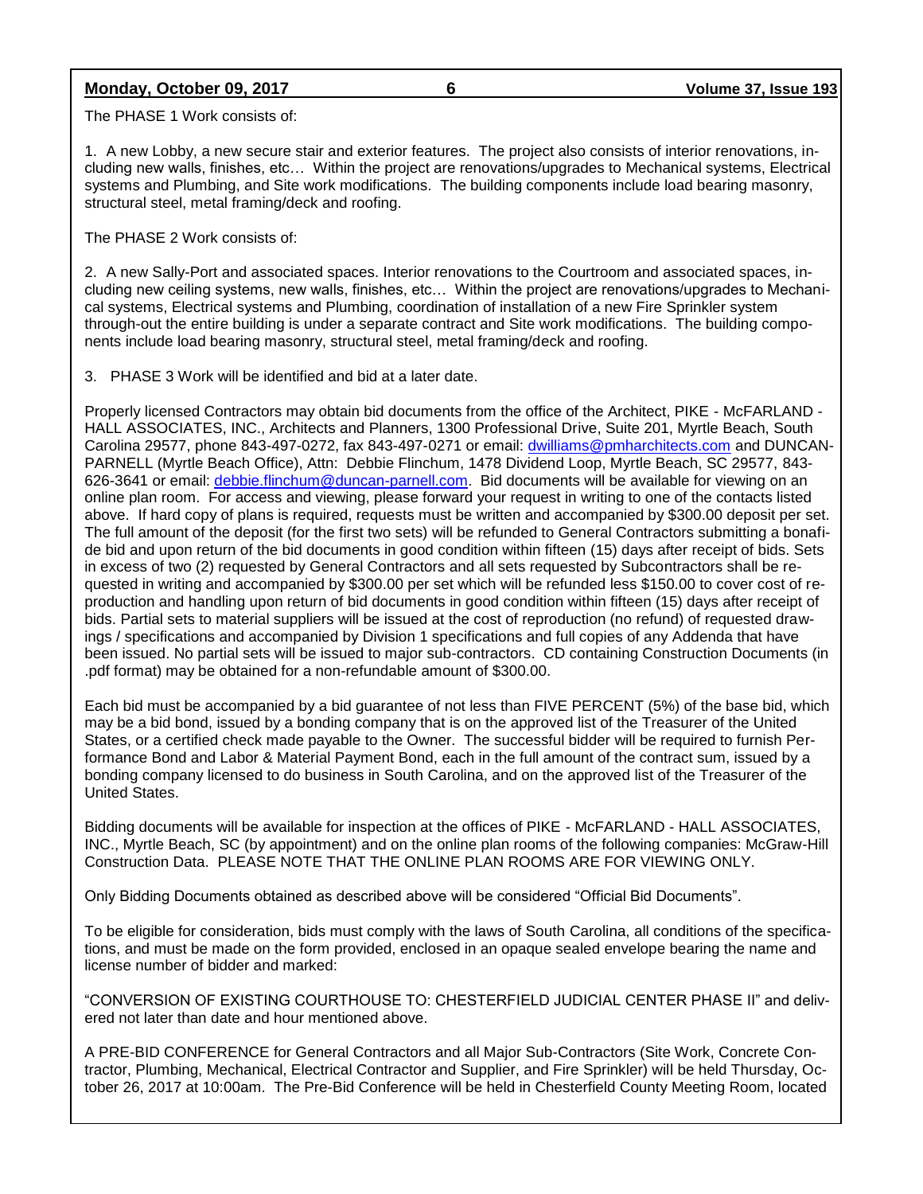The PHASE 1 Work consists of:

1. A new Lobby, a new secure stair and exterior features. The project also consists of interior renovations, including new walls, finishes, etc… Within the project are renovations/upgrades to Mechanical systems, Electrical systems and Plumbing, and Site work modifications. The building components include load bearing masonry, structural steel, metal framing/deck and roofing.

The PHASE 2 Work consists of:

2. A new Sally-Port and associated spaces. Interior renovations to the Courtroom and associated spaces, including new ceiling systems, new walls, finishes, etc… Within the project are renovations/upgrades to Mechanical systems, Electrical systems and Plumbing, coordination of installation of a new Fire Sprinkler system through-out the entire building is under a separate contract and Site work modifications. The building components include load bearing masonry, structural steel, metal framing/deck and roofing.

3. PHASE 3 Work will be identified and bid at a later date.

Properly licensed Contractors may obtain bid documents from the office of the Architect, PIKE - McFARLAND - HALL ASSOCIATES, INC., Architects and Planners, 1300 Professional Drive, Suite 201, Myrtle Beach, South Carolina 29577, phone 843-497-0272, fax 843-497-0271 or email: dwilliams@pmharchitects.com and DUNCAN-PARNELL (Myrtle Beach Office), Attn: Debbie Flinchum, 1478 Dividend Loop, Myrtle Beach, SC 29577, 843-626-3641 or email: debbie.flinchum@duncan-parnell.com. Bid documents will be available for viewing on an online plan room. For access and viewing, please forward your request in writing to one of the contacts listed above. If hard copy of plans is required, requests must be written and accompanied by $300.00 deposit per set. The full amount of the deposit (for the first two sets) will be refunded to General Contractors submitting a bonafide bid and upon return of the bid documents in good condition within fifteen (15) days after receipt of bids. Sets in excess of two (2) requested by General Contractors and all sets requested by Subcontractors shall be requested in writing and accompanied by $300.00 per set which will be refunded less $150.00 to cover cost of reproduction and handling upon return of bid documents in good condition within fifteen (15) days after receipt of bids. Partial sets to material suppliers will be issued at the cost of reproduction (no refund) of requested drawings / specifications and accompanied by Division 1 specifications and full copies of any Addenda that have been issued. No partial sets will be issued to major sub-contractors. CD containing Construction Documents (in .pdf format) may be obtained for a non-refundable amount of $300.00.

Each bid must be accompanied by a bid guarantee of not less than FIVE PERCENT (5%) of the base bid, which may be a bid bond, issued by a bonding company that is on the approved list of the Treasurer of the United States, or a certified check made payable to the Owner. The successful bidder will be required to furnish Performance Bond and Labor & Material Payment Bond, each in the full amount of the contract sum, issued by a bonding company licensed to do business in South Carolina, and on the approved list of the Treasurer of the United States.

Bidding documents will be available for inspection at the offices of PIKE - McFARLAND - HALL ASSOCIATES, INC., Myrtle Beach, SC (by appointment) and on the online plan rooms of the following companies: McGraw-Hill Construction Data. PLEASE NOTE THAT THE ONLINE PLAN ROOMS ARE FOR VIEWING ONLY.

Only Bidding Documents obtained as described above will be considered "Official Bid Documents".

To be eligible for consideration, bids must comply with the laws of South Carolina, all conditions of the specifications, and must be made on the form provided, enclosed in an opaque sealed envelope bearing the name and license number of bidder and marked:

"CONVERSION OF EXISTING COURTHOUSE TO: CHESTERFIELD JUDICIAL CENTER PHASE II" and delivered not later than date and hour mentioned above.

A PRE-BID CONFERENCE for General Contractors and all Major Sub-Contractors (Site Work, Concrete Contractor, Plumbing, Mechanical, Electrical Contractor and Supplier, and Fire Sprinkler) will be held Thursday, October 26, 2017 at 10:00am. The Pre-Bid Conference will be held in Chesterfield County Meeting Room, located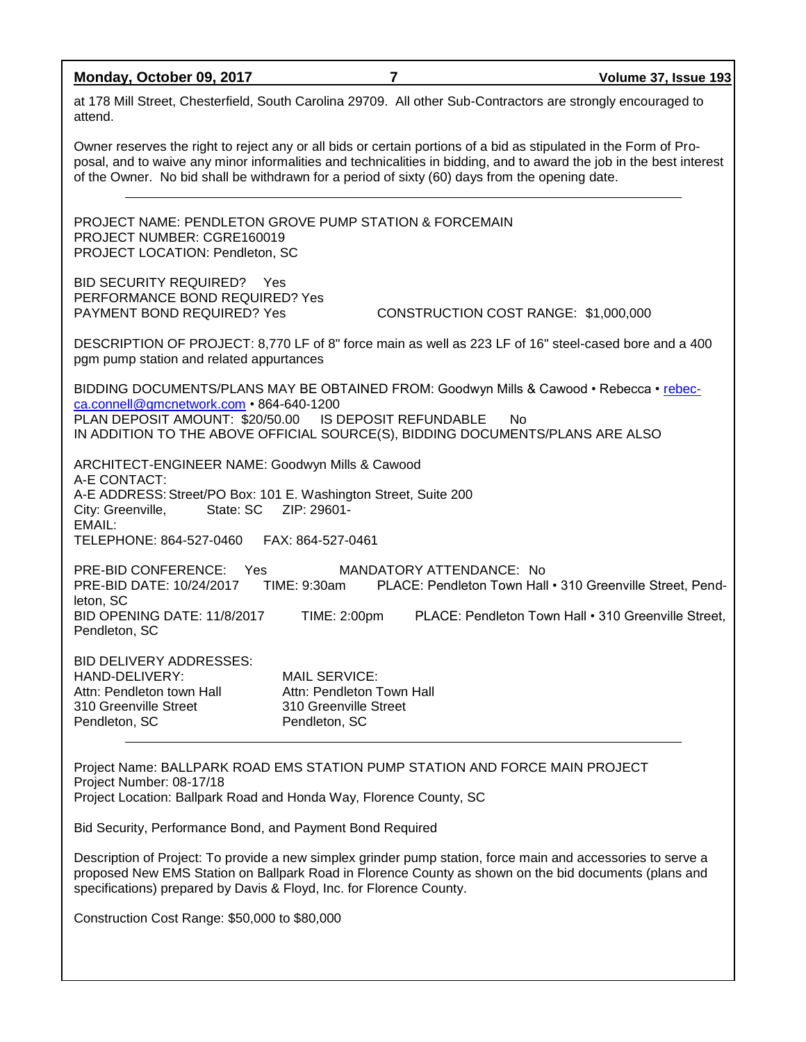at 178 Mill Street, Chesterfield, South Carolina 29709. All other Sub-Contractors are strongly encouraged to attend.

Owner reserves the right to reject any or all bids or certain portions of a bid as stipulated in the Form of Proposal, and to waive any minor informalities and technicalities in bidding, and to award the job in the best interest of the Owner. No bid shall be withdrawn for a period of sixty (60) days from the opening date.

---

PROJECT NAME: PENDLETON GROVE PUMP STATION & FORCEMAIN
PROJECT NUMBER: CGRE160019
PROJECT LOCATION: Pendleton, SC

BID SECURITY REQUIRED? Yes
PERFORMANCE BOND REQUIRED? Yes
PAYMENT BOND REQUIRED? Yes CONSTRUCTION COST RANGE: $1,000,000

DESCRIPTION OF PROJECT: 8,770 LF of 8" force main as well as 223 LF of 16" steel-cased bore and a 400 pgm pump station and related appurtances

BIDDING DOCUMENTS/PLANS MAY BE OBTAINED FROM: Goodwyn Mills & Cawood • Rebecca • rebecca.connell@gmcnetwork.com • 864-640-1200
PLAN DEPOSIT AMOUNT: $20/50.00 IS DEPOSIT REFUNDABLE No
IN ADDITION TO THE ABOVE OFFICIAL SOURCE(S), BIDDING DOCUMENTS/PLANS ARE ALSO

ARCHITECT-ENGINEER NAME: Goodwyn Mills & Cawood
A-E CONTACT:
A-E ADDRESS: Street/PO Box: 101 E. Washington Street, Suite 200
City: Greenville, State: SC ZIP: 29601-
EMAIL:
TELEPHONE: 864-527-0460 FAX: 864-527-0461

PRE-BID CONFERENCE: Yes MANDATORY ATTENDANCE: No
PRE-BID DATE: 10/24/2017 TIME: 9:30am PLACE: Pendleton Town Hall • 310 Greenville Street, Pendleton, SC
BID OPENING DATE: 11/8/2017 TIME: 2:00pm PLACE: Pendleton Town Hall • 310 Greenville Street, Pendleton, SC

BID DELIVERY ADDRESSES:

| HAND-DELIVERY: | MAIL SERVICE: |
|---|---|
| Attn: Pendleton town Hall | Attn: Pendleton Town Hall |
| 310 Greenville Street | 310 Greenville Street |
| Pendleton, SC | Pendleton, SC |

---

Project Name: BALLPARK ROAD EMS STATION PUMP STATION AND FORCE MAIN PROJECT
Project Number: 08-17/18
Project Location: Ballpark Road and Honda Way, Florence County, SC

Bid Security, Performance Bond, and Payment Bond Required

Description of Project: To provide a new simplex grinder pump station, force main and accessories to serve a proposed New EMS Station on Ballpark Road in Florence County as shown on the bid documents (plans and specifications) prepared by Davis & Floyd, Inc. for Florence County.

Construction Cost Range: $50,000 to $80,000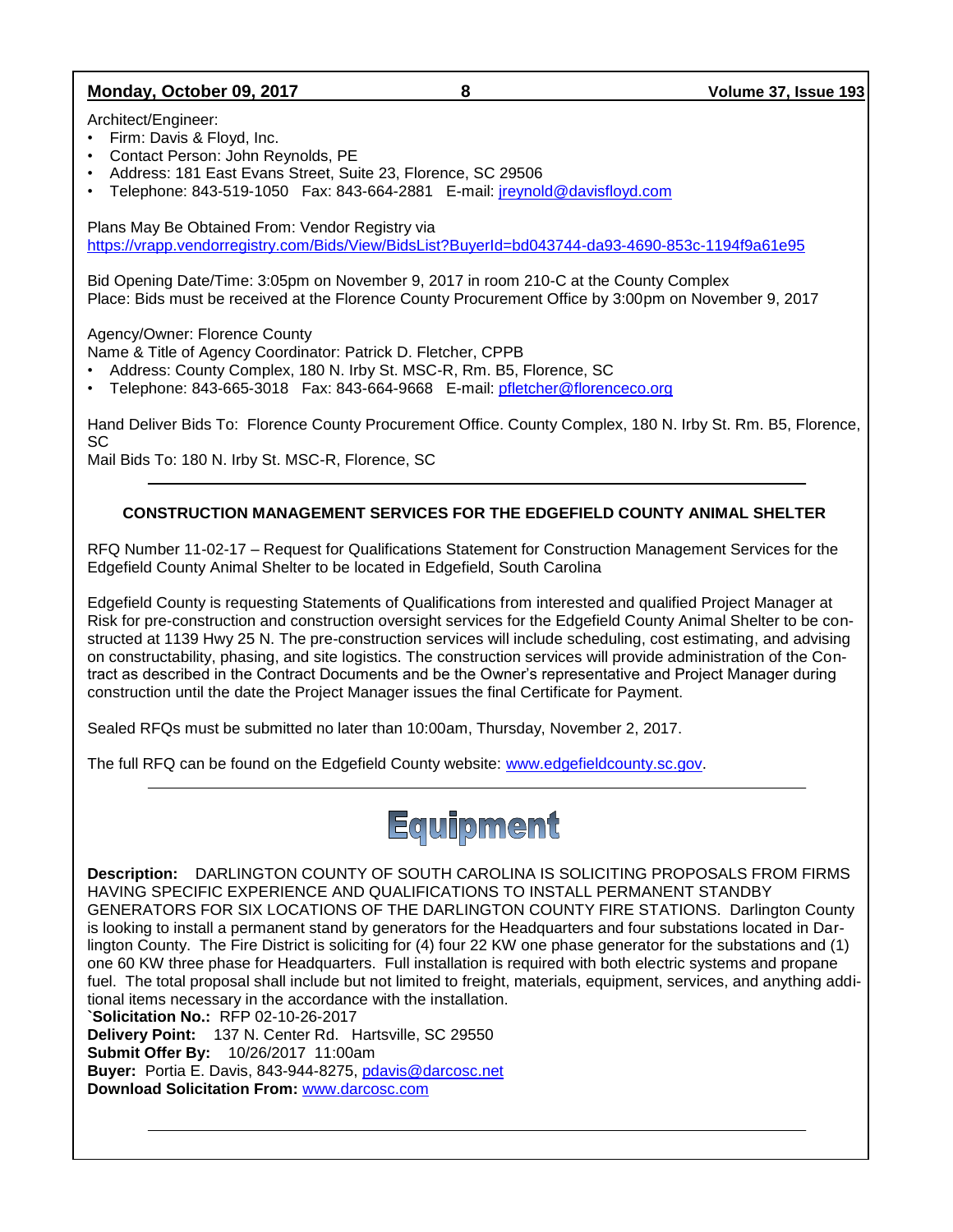Architect/Engineer:

- Firm: Davis & Floyd, Inc.
- Contact Person: John Reynolds, PE
- Address: 181 East Evans Street, Suite 23, Florence, SC 29506
- Telephone: 843-519-1050 Fax: 843-664-2881 E-mail: jreynold@davisfloyd.com

Plans May Be Obtained From: Vendor Registry via https://vrapp.vendorregistry.com/Bids/View/BidsList?BuyerId=bd043744-da93-4690-853c-1194f9a61e95

Bid Opening Date/Time: 3:05pm on November 9, 2017 in room 210-C at the County Complex
Place: Bids must be received at the Florence County Procurement Office by 3:00pm on November 9, 2017

Agency/Owner: Florence County
Name & Title of Agency Coordinator: Patrick D. Fletcher, CPPB

- Address: County Complex, 180 N. Irby St. MSC-R, Rm. B5, Florence, SC
- Telephone: 843-665-3018 Fax: 843-664-9668 E-mail: pfletcher@florenceco.org

Hand Deliver Bids To: Florence County Procurement Office. County Complex, 180 N. Irby St. Rm. B5, Florence, SC
Mail Bids To: 180 N. Irby St. MSC-R, Florence, SC

---

**CONSTRUCTION MANAGEMENT SERVICES FOR THE EDGEFIELD COUNTY ANIMAL SHELTER**

RFQ Number 11-02-17 – Request for Qualifications Statement for Construction Management Services for the Edgefield County Animal Shelter to be located in Edgefield, South Carolina

Edgefield County is requesting Statements of Qualifications from interested and qualified Project Manager at Risk for pre-construction and construction oversight services for the Edgefield County Animal Shelter to be constructed at 1139 Hwy 25 N. The pre-construction services will include scheduling, cost estimating, and advising on constructability, phasing, and site logistics. The construction services will provide administration of the Contract as described in the Contract Documents and be the Owner's representative and Project Manager during construction until the date the Project Manager issues the final Certificate for Payment.

Sealed RFQs must be submitted no later than 10:00am, Thursday, November 2, 2017.

The full RFQ can be found on the Edgefield County website: www.edgefieldcounty.sc.gov.

---

# Equipment

**Description:** DARLINGTON COUNTY OF SOUTH CAROLINA IS SOLICITING PROPOSALS FROM FIRMS HAVING SPECIFIC EXPERIENCE AND QUALIFICATIONS TO INSTALL PERMANENT STANDBY GENERATORS FOR SIX LOCATIONS OF THE DARLINGTON COUNTY FIRE STATIONS. Darlington County is looking to install a permanent stand by generators for the Headquarters and four substations located in Darlington County. The Fire District is soliciting for (4) four 22 KW one phase generator for the substations and (1) one 60 KW three phase for Headquarters. Full installation is required with both electric systems and propane fuel. The total proposal shall include but not limited to freight, materials, equipment, services, and anything additional items necessary in the accordance with the installation.
**`Solicitation No.:** RFP 02-10-26-2017
**Delivery Point:** 137 N. Center Rd. Hartsville, SC 29550
**Submit Offer By:** 10/26/2017 11:00am
**Buyer:** Portia E. Davis, 843-944-8275, pdavis@darcosc.net
**Download Solicitation From:** www.darcosc.com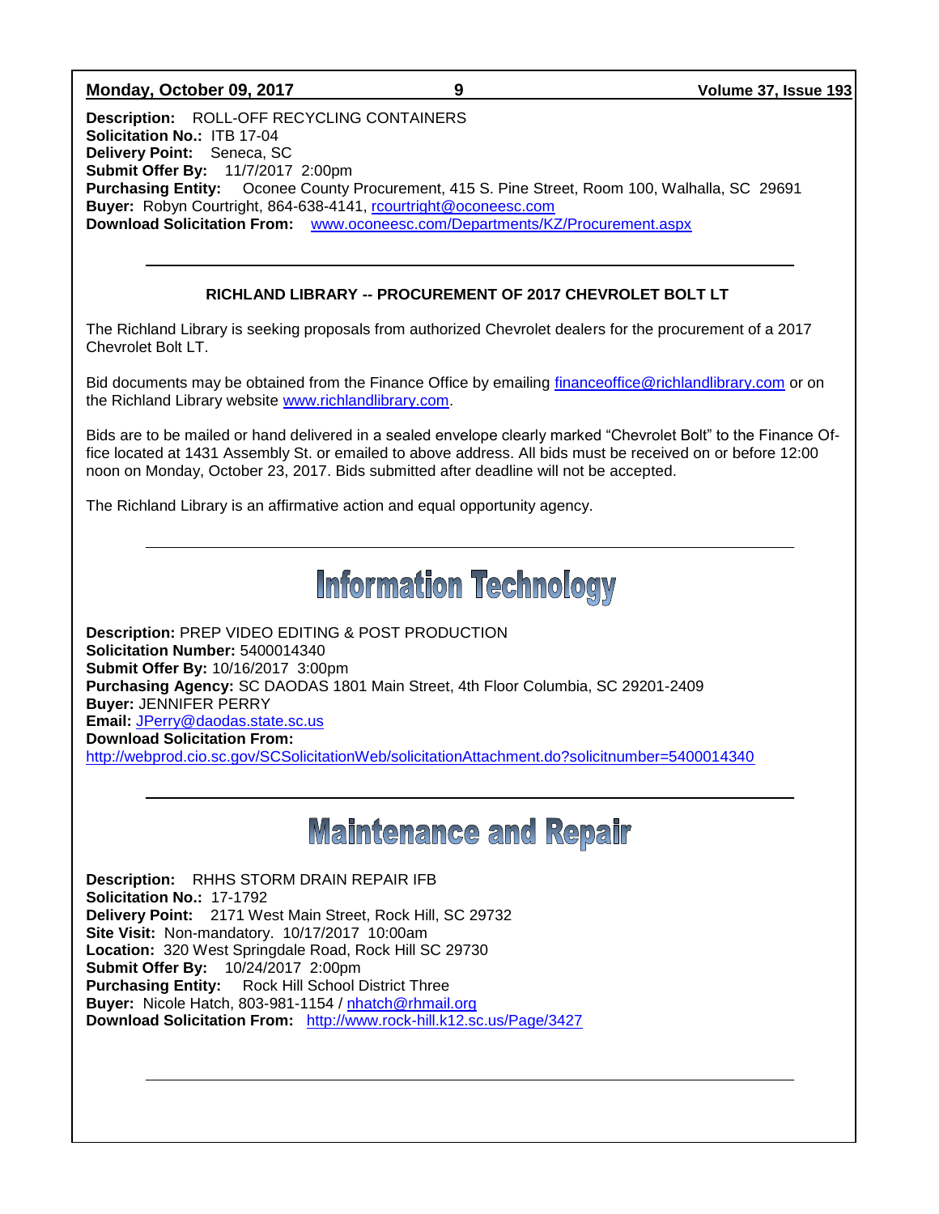**Description:** ROLL-OFF RECYCLING CONTAINERS
**Solicitation No.:** ITB 17-04
**Delivery Point:** Seneca, SC
**Submit Offer By:** 11/7/2017 2:00pm
**Purchasing Entity:** Oconee County Procurement, 415 S. Pine Street, Room 100, Walhalla, SC 29691
**Buyer:** Robyn Courtright, 864-638-4141, rcourtright@oconeesc.com
**Download Solicitation From:** www.oconeesc.com/Departments/KZ/Procurement.aspx

---

**RICHLAND LIBRARY -- PROCUREMENT OF 2017 CHEVROLET BOLT LT**

The Richland Library is seeking proposals from authorized Chevrolet dealers for the procurement of a 2017 Chevrolet Bolt LT.

Bid documents may be obtained from the Finance Office by emailing financeoffice@richlandlibrary.com or on the Richland Library website www.richlandlibrary.com.

Bids are to be mailed or hand delivered in a sealed envelope clearly marked "Chevrolet Bolt" to the Finance Office located at 1431 Assembly St. or emailed to above address. All bids must be received on or before 12:00 noon on Monday, October 23, 2017. Bids submitted after deadline will not be accepted.

The Richland Library is an affirmative action and equal opportunity agency.

---

# Information Technology

**Description:** PREP VIDEO EDITING & POST PRODUCTION
**Solicitation Number:** 5400014340
**Submit Offer By:** 10/16/2017 3:00pm
**Purchasing Agency:** SC DAODAS 1801 Main Street, 4th Floor Columbia, SC 29201-2409
**Buyer:** JENNIFER PERRY
**Email:** JPerry@daodas.state.sc.us
**Download Solicitation From:**
http://webprod.cio.sc.gov/SCSolicitationWeb/solicitationAttachment.do?solicitnumber=5400014340

---

# Maintenance and Repair

**Description:** RHHS STORM DRAIN REPAIR IFB
**Solicitation No.:** 17-1792
**Delivery Point:** 2171 West Main Street, Rock Hill, SC 29732
**Site Visit:** Non-mandatory. 10/17/2017 10:00am
**Location:** 320 West Springdale Road, Rock Hill SC 29730
**Submit Offer By:** 10/24/2017 2:00pm
**Purchasing Entity:** Rock Hill School District Three
**Buyer:** Nicole Hatch, 803-981-1154 / nhatch@rhmail.org
**Download Solicitation From:** http://www.rock-hill.k12.sc.us/Page/3427

---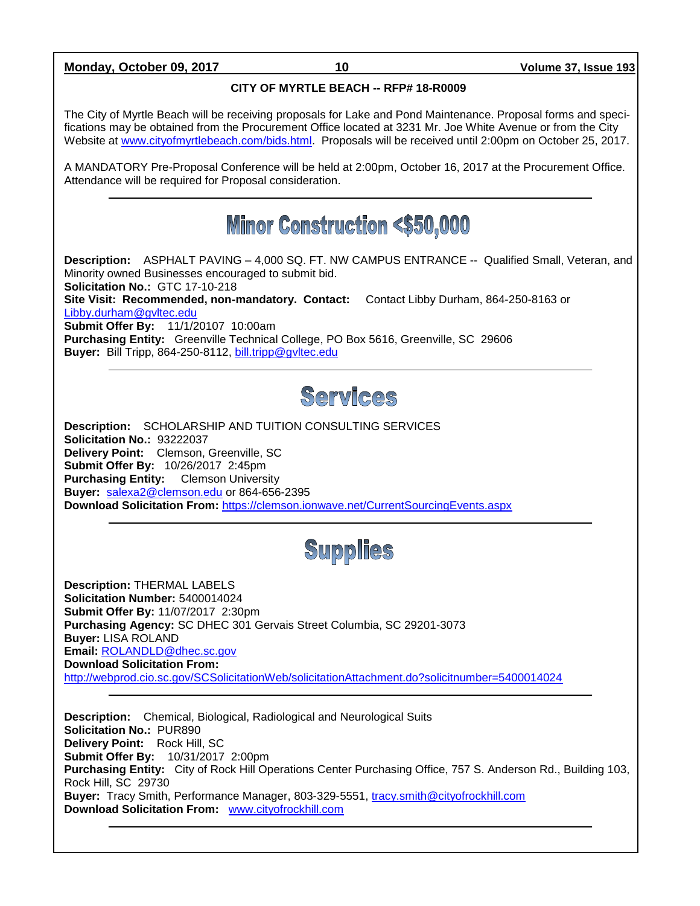**CITY OF MYRTLE BEACH -- RFP# 18-R0009**

The City of Myrtle Beach will be receiving proposals for Lake and Pond Maintenance. Proposal forms and specifications may be obtained from the Procurement Office located at 3231 Mr. Joe White Avenue or from the City Website at www.cityofmyrtlebeach.com/bids.html. Proposals will be received until 2:00pm on October 25, 2017.

A MANDATORY Pre-Proposal Conference will be held at 2:00pm, October 16, 2017 at the Procurement Office. Attendance will be required for Proposal consideration.

---

# Minor Construction <$50,000

**Description:** ASPHALT PAVING – 4,000 SQ. FT. NW CAMPUS ENTRANCE -- Qualified Small, Veteran, and Minority owned Businesses encouraged to submit bid.
**Solicitation No.:** GTC 17-10-218
**Site Visit: Recommended, non-mandatory. Contact:** Contact Libby Durham, 864-250-8163 or Libby.durham@gvltec.edu
**Submit Offer By:** 11/1/20107 10:00am
**Purchasing Entity:** Greenville Technical College, PO Box 5616, Greenville, SC 29606
**Buyer:** Bill Tripp, 864-250-8112, bill.tripp@gvltec.edu

---

# Services

**Description:** SCHOLARSHIP AND TUITION CONSULTING SERVICES
**Solicitation No.:** 93222037
**Delivery Point:** Clemson, Greenville, SC
**Submit Offer By:** 10/26/2017 2:45pm
**Purchasing Entity:** Clemson University
**Buyer:** salexa2@clemson.edu or 864-656-2395
**Download Solicitation From:** https://clemson.ionwave.net/CurrentSourcingEvents.aspx

---

# Supplies

**Description:** THERMAL LABELS
**Solicitation Number:** 5400014024
**Submit Offer By:** 11/07/2017 2:30pm
**Purchasing Agency:** SC DHEC 301 Gervais Street Columbia, SC 29201-3073
**Buyer:** LISA ROLAND
**Email:** ROLANDLD@dhec.sc.gov
**Download Solicitation From:**
http://webprod.cio.sc.gov/SCSolicitationWeb/solicitationAttachment.do?solicitnumber=5400014024

---

**Description:** Chemical, Biological, Radiological and Neurological Suits
**Solicitation No.:** PUR890
**Delivery Point:** Rock Hill, SC
**Submit Offer By:** 10/31/2017 2:00pm
**Purchasing Entity:** City of Rock Hill Operations Center Purchasing Office, 757 S. Anderson Rd., Building 103, Rock Hill, SC 29730
**Buyer:** Tracy Smith, Performance Manager, 803-329-5551, tracy.smith@cityofrockhill.com
**Download Solicitation From:** www.cityofrockhill.com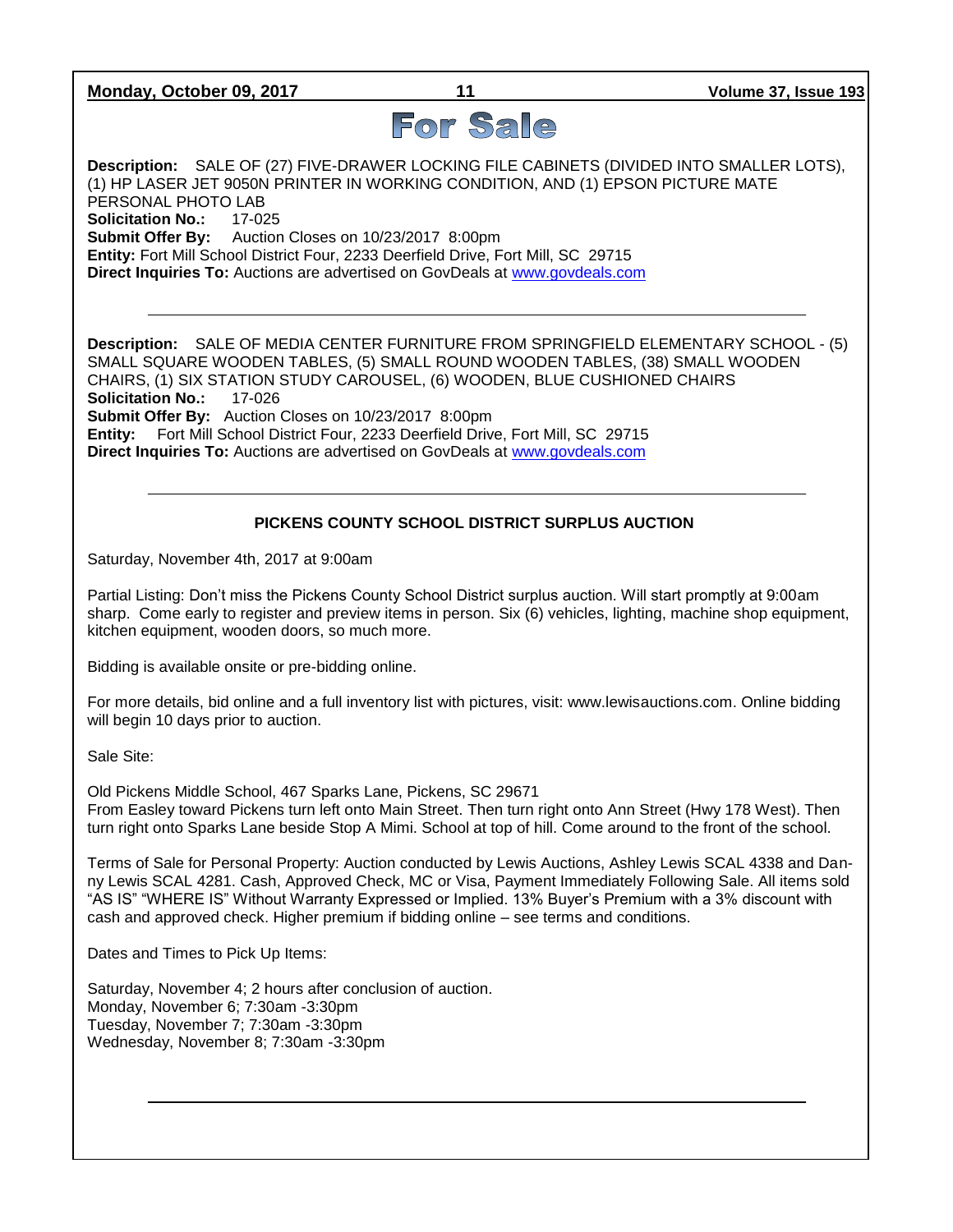# For Sale

**Description:** SALE OF (27) FIVE-DRAWER LOCKING FILE CABINETS (DIVIDED INTO SMALLER LOTS), (1) HP LASER JET 9050N PRINTER IN WORKING CONDITION, AND (1) EPSON PICTURE MATE PERSONAL PHOTO LAB
**Solicitation No.:** 17-025
**Submit Offer By:** Auction Closes on 10/23/2017 8:00pm
**Entity:** Fort Mill School District Four, 2233 Deerfield Drive, Fort Mill, SC 29715
**Direct Inquiries To:** Auctions are advertised on GovDeals at www.govdeals.com

---

**Description:** SALE OF MEDIA CENTER FURNITURE FROM SPRINGFIELD ELEMENTARY SCHOOL - (5) SMALL SQUARE WOODEN TABLES, (5) SMALL ROUND WOODEN TABLES, (38) SMALL WOODEN CHAIRS, (1) SIX STATION STUDY CAROUSEL, (6) WOODEN, BLUE CUSHIONED CHAIRS
**Solicitation No.:** 17-026
**Submit Offer By:** Auction Closes on 10/23/2017 8:00pm
**Entity:** Fort Mill School District Four, 2233 Deerfield Drive, Fort Mill, SC 29715
**Direct Inquiries To:** Auctions are advertised on GovDeals at www.govdeals.com

---

**PICKENS COUNTY SCHOOL DISTRICT SURPLUS AUCTION**

Saturday, November 4th, 2017 at 9:00am

Partial Listing: Don't miss the Pickens County School District surplus auction. Will start promptly at 9:00am sharp. Come early to register and preview items in person. Six (6) vehicles, lighting, machine shop equipment, kitchen equipment, wooden doors, so much more.

Bidding is available onsite or pre-bidding online.

For more details, bid online and a full inventory list with pictures, visit: www.lewisauctions.com. Online bidding will begin 10 days prior to auction.

Sale Site:

Old Pickens Middle School, 467 Sparks Lane, Pickens, SC 29671
From Easley toward Pickens turn left onto Main Street. Then turn right onto Ann Street (Hwy 178 West). Then turn right onto Sparks Lane beside Stop A Mimi. School at top of hill. Come around to the front of the school.

Terms of Sale for Personal Property: Auction conducted by Lewis Auctions, Ashley Lewis SCAL 4338 and Danny Lewis SCAL 4281. Cash, Approved Check, MC or Visa, Payment Immediately Following Sale. All items sold "AS IS" "WHERE IS" Without Warranty Expressed or Implied. 13% Buyer's Premium with a 3% discount with cash and approved check. Higher premium if bidding online – see terms and conditions.

Dates and Times to Pick Up Items:

Saturday, November 4; 2 hours after conclusion of auction.
Monday, November 6; 7:30am -3:30pm
Tuesday, November 7; 7:30am -3:30pm
Wednesday, November 8; 7:30am -3:30pm

---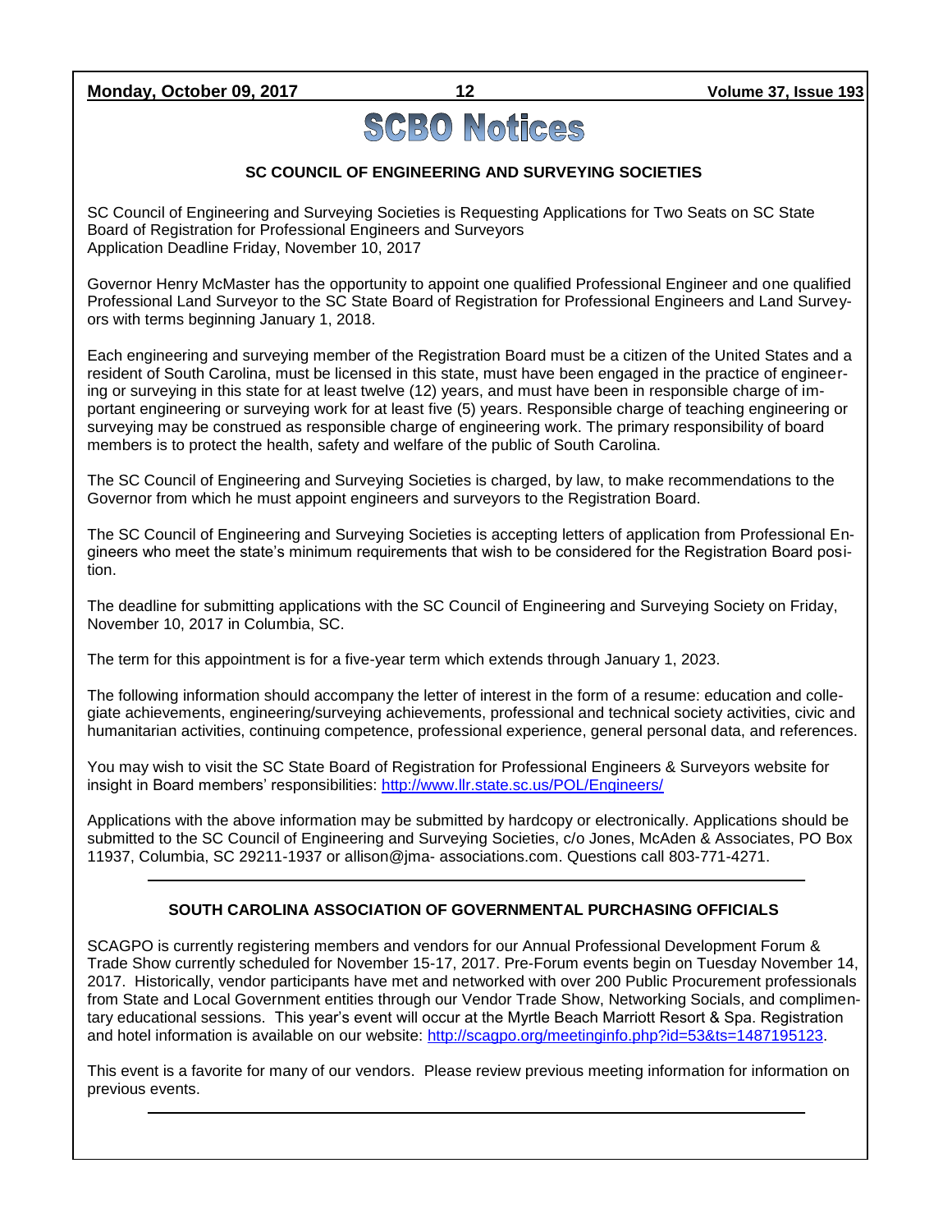# SCBO Notices

## SC COUNCIL OF ENGINEERING AND SURVEYING SOCIETIES

SC Council of Engineering and Surveying Societies is Requesting Applications for Two Seats on SC State Board of Registration for Professional Engineers and Surveyors
Application Deadline Friday, November 10, 2017

Governor Henry McMaster has the opportunity to appoint one qualified Professional Engineer and one qualified Professional Land Surveyor to the SC State Board of Registration for Professional Engineers and Land Surveyors with terms beginning January 1, 2018.

Each engineering and surveying member of the Registration Board must be a citizen of the United States and a resident of South Carolina, must be licensed in this state, must have been engaged in the practice of engineering or surveying in this state for at least twelve (12) years, and must have been in responsible charge of important engineering or surveying work for at least five (5) years. Responsible charge of teaching engineering or surveying may be construed as responsible charge of engineering work. The primary responsibility of board members is to protect the health, safety and welfare of the public of South Carolina.

The SC Council of Engineering and Surveying Societies is charged, by law, to make recommendations to the Governor from which he must appoint engineers and surveyors to the Registration Board.

The SC Council of Engineering and Surveying Societies is accepting letters of application from Professional Engineers who meet the state's minimum requirements that wish to be considered for the Registration Board position.

The deadline for submitting applications with the SC Council of Engineering and Surveying Society on Friday, November 10, 2017 in Columbia, SC.

The term for this appointment is for a five-year term which extends through January 1, 2023.

The following information should accompany the letter of interest in the form of a resume: education and collegiate achievements, engineering/surveying achievements, professional and technical society activities, civic and humanitarian activities, continuing competence, professional experience, general personal data, and references.

You may wish to visit the SC State Board of Registration for Professional Engineers & Surveyors website for insight in Board members' responsibilities: http://www.llr.state.sc.us/POL/Engineers/

Applications with the above information may be submitted by hardcopy or electronically. Applications should be submitted to the SC Council of Engineering and Surveying Societies, c/o Jones, McAden & Associates, PO Box 11937, Columbia, SC 29211-1937 or allison@jma- associations.com. Questions call 803-771-4271.

---

## SOUTH CAROLINA ASSOCIATION OF GOVERNMENTAL PURCHASING OFFICIALS

SCAGPO is currently registering members and vendors for our Annual Professional Development Forum & Trade Show currently scheduled for November 15-17, 2017. Pre-Forum events begin on Tuesday November 14, 2017. Historically, vendor participants have met and networked with over 200 Public Procurement professionals from State and Local Government entities through our Vendor Trade Show, Networking Socials, and complimentary educational sessions. This year's event will occur at the Myrtle Beach Marriott Resort & Spa. Registration and hotel information is available on our website: http://scagpo.org/meetinginfo.php?id=53&ts=1487195123.

This event is a favorite for many of our vendors. Please review previous meeting information for information on previous events.

---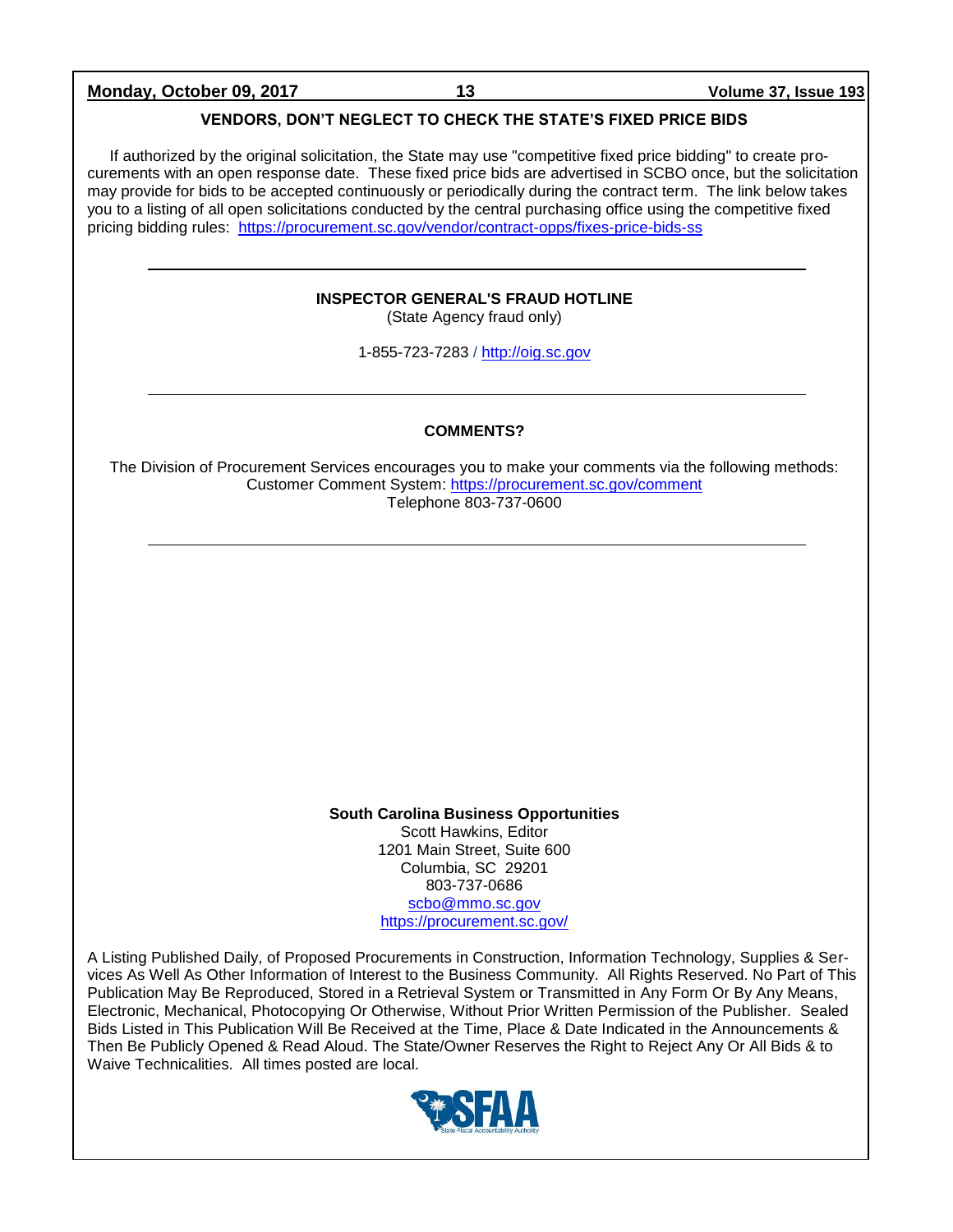## VENDORS, DON'T NEGLECT TO CHECK THE STATE'S FIXED PRICE BIDS

If authorized by the original solicitation, the State may use "competitive fixed price bidding" to create procurements with an open response date. These fixed price bids are advertised in SCBO once, but the solicitation may provide for bids to be accepted continuously or periodically during the contract term. The link below takes you to a listing of all open solicitations conducted by the central purchasing office using the competitive fixed pricing bidding rules: https://procurement.sc.gov/vendor/contract-opps/fixes-price-bids-ss

---

**INSPECTOR GENERAL'S FRAUD HOTLINE**
(State Agency fraud only)

1-855-723-7283 / http://oig.sc.gov

---

**COMMENTS?**

The Division of Procurement Services encourages you to make your comments via the following methods:
Customer Comment System: https://procurement.sc.gov/comment
Telephone 803-737-0600

---

**South Carolina Business Opportunities**
Scott Hawkins, Editor
1201 Main Street, Suite 600
Columbia, SC 29201
803-737-0686
scbo@mmo.sc.gov
https://procurement.sc.gov/

A Listing Published Daily, of Proposed Procurements in Construction, Information Technology, Supplies & Services As Well As Other Information of Interest to the Business Community. All Rights Reserved. No Part of This Publication May Be Reproduced, Stored in a Retrieval System or Transmitted in Any Form Or By Any Means, Electronic, Mechanical, Photocopying Or Otherwise, Without Prior Written Permission of the Publisher. Sealed Bids Listed in This Publication Will Be Received at the Time, Place & Date Indicated in the Announcements & Then Be Publicly Opened & Read Aloud. The State/Owner Reserves the Right to Reject Any Or All Bids & to Waive Technicalities. All times posted are local.

SFAA
State Fiscal Accountability Authority